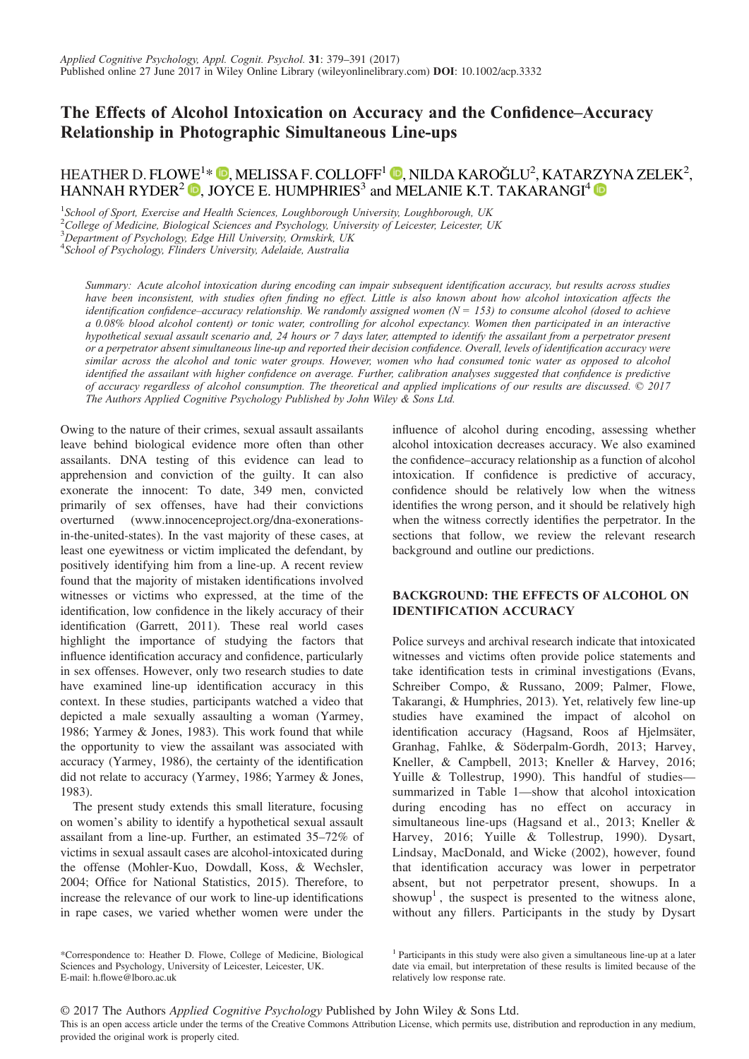# The Effects of Alcohol Intoxication on Accuracy and the Confidence–Accuracy Relationship in Photographic Simultaneous Line-ups

HEATHER D. FLOWE[1]*, MELISSA F. COLLOFF[1], NILDA KAROĞLU[2], KATARZYNA ZELEK[2], HANNAH RYDER[2], JOYCE E. HUMPHRIES[3] and MELANIE K.T. TAKARANGI[4]

[1]*School of Sport, Exercise and Health Sciences, Loughborough University, Loughborough, UK*
[2]*College of Medicine, Biological Sciences and Psychology, University of Leicester, Leicester, UK*
[3]*Department of Psychology, Edge Hill University, Ormskirk, UK*
[4]*School of Psychology, Flinders University, Adelaide, Australia*

*Summary: Acute alcohol intoxication during encoding can impair subsequent identification accuracy, but results across studies have been inconsistent, with studies often finding no effect. Little is also known about how alcohol intoxication affects the identification confidence–accuracy relationship. We randomly assigned women (N = 153) to consume alcohol (dosed to achieve a 0.08% blood alcohol content) or tonic water, controlling for alcohol expectancy. Women then participated in an interactive hypothetical sexual assault scenario and, 24 hours or 7 days later, attempted to identify the assailant from a perpetrator present or a perpetrator absent simultaneous line-up and reported their decision confidence. Overall, levels of identification accuracy were similar across the alcohol and tonic water groups. However, women who had consumed tonic water as opposed to alcohol identified the assailant with higher confidence on average. Further, calibration analyses suggested that confidence is predictive of accuracy regardless of alcohol consumption. The theoretical and applied implications of our results are discussed. © 2017 The Authors Applied Cognitive Psychology Published by John Wiley & Sons Ltd.*

Owing to the nature of their crimes, sexual assault assailants leave behind biological evidence more often than other assailants. DNA testing of this evidence can lead to apprehension and conviction of the guilty. It can also exonerate the innocent: To date, 349 men, convicted primarily of sex offenses, have had their convictions overturned (www.innocenceproject.org/dna-exonerations-in-the-united-states). In the vast majority of these cases, at least one eyewitness or victim implicated the defendant, by positively identifying him from a line-up. A recent review found that the majority of mistaken identifications involved witnesses or victims who expressed, at the time of the identification, low confidence in the likely accuracy of their identification (Garrett, 2011). These real world cases highlight the importance of studying the factors that influence identification accuracy and confidence, particularly in sex offenses. However, only two research studies to date have examined line-up identification accuracy in this context. In these studies, participants watched a video that depicted a male sexually assaulting a woman (Yarmey, 1986; Yarmey & Jones, 1983). This work found that while the opportunity to view the assailant was associated with accuracy (Yarmey, 1986), the certainty of the identification did not relate to accuracy (Yarmey, 1986; Yarmey & Jones, 1983).

The present study extends this small literature, focusing on women's ability to identify a hypothetical sexual assault assailant from a line-up. Further, an estimated 35–72% of victims in sexual assault cases are alcohol-intoxicated during the offense (Mohler-Kuo, Dowdall, Koss, & Wechsler, 2004; Office for National Statistics, 2015). Therefore, to increase the relevance of our work to line-up identifications in rape cases, we varied whether women were under the influence of alcohol during encoding, assessing whether alcohol intoxication decreases accuracy. We also examined the confidence–accuracy relationship as a function of alcohol intoxication. If confidence is predictive of accuracy, confidence should be relatively low when the witness identifies the wrong person, and it should be relatively high when the witness correctly identifies the perpetrator. In the sections that follow, we review the relevant research background and outline our predictions.

## BACKGROUND: THE EFFECTS OF ALCOHOL ON IDENTIFICATION ACCURACY

Police surveys and archival research indicate that intoxicated witnesses and victims often provide police statements and take identification tests in criminal investigations (Evans, Schreiber Compo, & Russano, 2009; Palmer, Flowe, Takarangi, & Humphries, 2013). Yet, relatively few line-up studies have examined the impact of alcohol on identification accuracy (Hagsand, Roos af Hjelmsäter, Granhag, Fahlke, & Söderpalm-Gordh, 2013; Harvey, Kneller, & Campbell, 2013; Kneller & Harvey, 2016; Yuille & Tollestrup, 1990). This handful of studies—summarized in Table 1—show that alcohol intoxication during encoding has no effect on accuracy in simultaneous line-ups (Hagsand et al., 2013; Kneller & Harvey, 2016; Yuille & Tollestrup, 1990). Dysart, Lindsay, MacDonald, and Wicke (2002), however, found that identification accuracy was lower in perpetrator absent, but not perpetrator present, showups. In a showup[1], the suspect is presented to the witness alone, without any fillers. Participants in the study by Dysart

*Correspondence to: Heather D. Flowe, College of Medicine, Biological Sciences and Psychology, University of Leicester, Leicester, UK. E-mail: h.flowe@lboro.ac.uk

[1] Participants in this study were also given a simultaneous line-up at a later date via email, but interpretation of these results is limited because of the relatively low response rate.

© 2017 The Authors *Applied Cognitive Psychology* Published by John Wiley & Sons Ltd.
This is an open access article under the terms of the Creative Commons Attribution License, which permits use, distribution and reproduction in any medium, provided the original work is properly cited.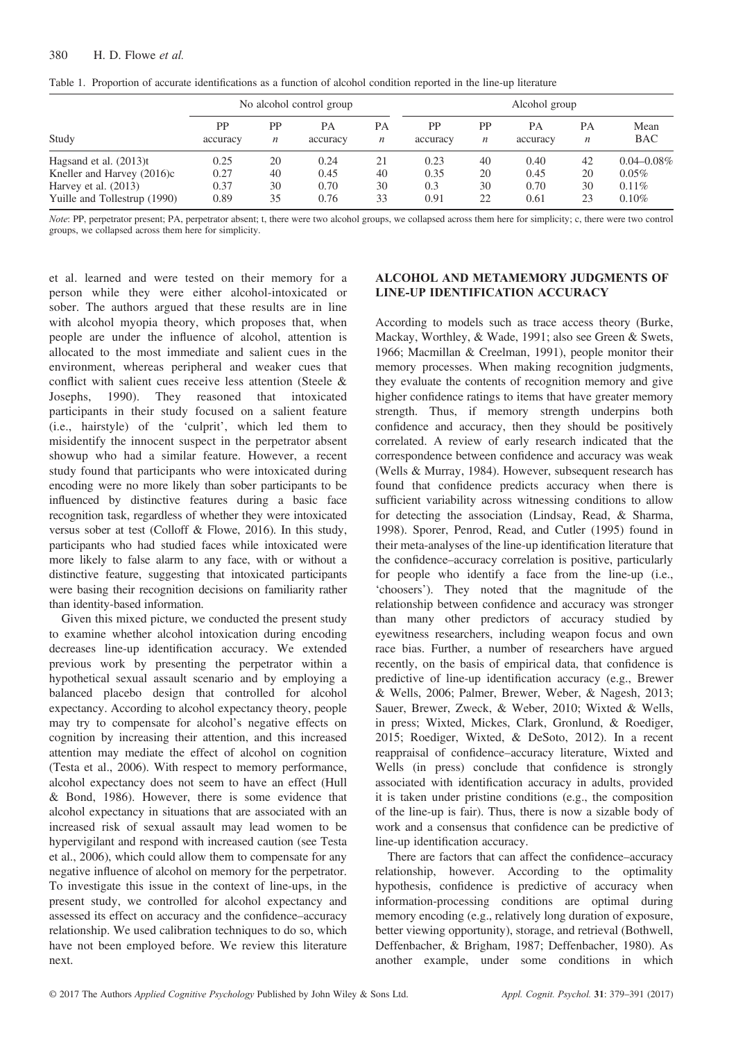Table 1. Proportion of accurate identifications as a function of alcohol condition reported in the line-up literature

| | No alcohol control group | | | | Alcohol group | | | | |
|---|---|---|---|---|---|---|---|---|---|
| Study | PP accuracy | PP *n* | PA accuracy | PA *n* | PP accuracy | PP *n* | PA accuracy | PA *n* | Mean BAC |
| Hagsand et al. (2013)t | 0.25 | 20 | 0.24 | 21 | 0.23 | 40 | 0.40 | 42 | 0.04–0.08% |
| Kneller and Harvey (2016)c | 0.27 | 40 | 0.45 | 40 | 0.35 | 20 | 0.45 | 20 | 0.05% |
| Harvey et al. (2013) | 0.37 | 30 | 0.70 | 30 | 0.3 | 30 | 0.70 | 30 | 0.11% |
| Yuille and Tollestrup (1990) | 0.89 | 35 | 0.76 | 33 | 0.91 | 22 | 0.61 | 23 | 0.10% |

*Note*: PP, perpetrator present; PA, perpetrator absent; t, there were two alcohol groups, we collapsed across them here for simplicity; c, there were two control groups, we collapsed across them here for simplicity.

et al. learned and were tested on their memory for a person while they were either alcohol-intoxicated or sober. The authors argued that these results are in line with alcohol myopia theory, which proposes that, when people are under the influence of alcohol, attention is allocated to the most immediate and salient cues in the environment, whereas peripheral and weaker cues that conflict with salient cues receive less attention (Steele & Josephs, 1990). They reasoned that intoxicated participants in their study focused on a salient feature (i.e., hairstyle) of the 'culprit', which led them to misidentify the innocent suspect in the perpetrator absent showup who had a similar feature. However, a recent study found that participants who were intoxicated during encoding were no more likely than sober participants to be influenced by distinctive features during a basic face recognition task, regardless of whether they were intoxicated versus sober at test (Colloff & Flowe, 2016). In this study, participants who had studied faces while intoxicated were more likely to false alarm to any face, with or without a distinctive feature, suggesting that intoxicated participants were basing their recognition decisions on familiarity rather than identity-based information.

Given this mixed picture, we conducted the present study to examine whether alcohol intoxication during encoding decreases line-up identification accuracy. We extended previous work by presenting the perpetrator within a hypothetical sexual assault scenario and by employing a balanced placebo design that controlled for alcohol expectancy. According to alcohol expectancy theory, people may try to compensate for alcohol's negative effects on cognition by increasing their attention, and this increased attention may mediate the effect of alcohol on cognition (Testa et al., 2006). With respect to memory performance, alcohol expectancy does not seem to have an effect (Hull & Bond, 1986). However, there is some evidence that alcohol expectancy in situations that are associated with an increased risk of sexual assault may lead women to be hypervigilant and respond with increased caution (see Testa et al., 2006), which could allow them to compensate for any negative influence of alcohol on memory for the perpetrator. To investigate this issue in the context of line-ups, in the present study, we controlled for alcohol expectancy and assessed its effect on accuracy and the confidence–accuracy relationship. We used calibration techniques to do so, which have not been employed before. We review this literature next.

## ALCOHOL AND METAMEMORY JUDGMENTS OF LINE-UP IDENTIFICATION ACCURACY

According to models such as trace access theory (Burke, Mackay, Worthley, & Wade, 1991; also see Green & Swets, 1966; Macmillan & Creelman, 1991), people monitor their memory processes. When making recognition judgments, they evaluate the contents of recognition memory and give higher confidence ratings to items that have greater memory strength. Thus, if memory strength underpins both confidence and accuracy, then they should be positively correlated. A review of early research indicated that the correspondence between confidence and accuracy was weak (Wells & Murray, 1984). However, subsequent research has found that confidence predicts accuracy when there is sufficient variability across witnessing conditions to allow for detecting the association (Lindsay, Read, & Sharma, 1998). Sporer, Penrod, Read, and Cutler (1995) found in their meta-analyses of the line-up identification literature that the confidence–accuracy correlation is positive, particularly for people who identify a face from the line-up (i.e., 'choosers'). They noted that the magnitude of the relationship between confidence and accuracy was stronger than many other predictors of accuracy studied by eyewitness researchers, including weapon focus and own race bias. Further, a number of researchers have argued recently, on the basis of empirical data, that confidence is predictive of line-up identification accuracy (e.g., Brewer & Wells, 2006; Palmer, Brewer, Weber, & Nagesh, 2013; Sauer, Brewer, Zweck, & Weber, 2010; Wixted & Wells, in press; Wixted, Mickes, Clark, Gronlund, & Roediger, 2015; Roediger, Wixted, & DeSoto, 2012). In a recent reappraisal of confidence–accuracy literature, Wixted and Wells (in press) conclude that confidence is strongly associated with identification accuracy in adults, provided it is taken under pristine conditions (e.g., the composition of the line-up is fair). Thus, there is now a sizable body of work and a consensus that confidence can be predictive of line-up identification accuracy.

There are factors that can affect the confidence–accuracy relationship, however. According to the optimality hypothesis, confidence is predictive of accuracy when information-processing conditions are optimal during memory encoding (e.g., relatively long duration of exposure, better viewing opportunity), storage, and retrieval (Bothwell, Deffenbacher, & Brigham, 1987; Deffenbacher, 1980). As another example, under some conditions in which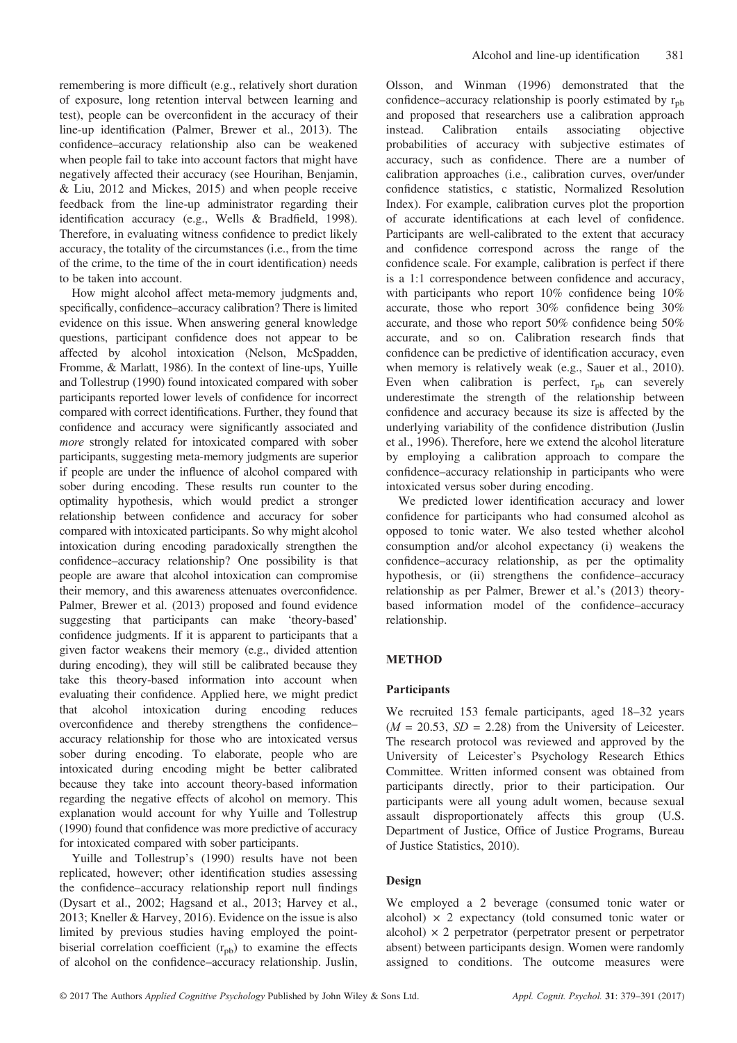remembering is more difficult (e.g., relatively short duration of exposure, long retention interval between learning and test), people can be overconfident in the accuracy of their line-up identification (Palmer, Brewer et al., 2013). The confidence–accuracy relationship also can be weakened when people fail to take into account factors that might have negatively affected their accuracy (see Hourihan, Benjamin, & Liu, 2012 and Mickes, 2015) and when people receive feedback from the line-up administrator regarding their identification accuracy (e.g., Wells & Bradfield, 1998). Therefore, in evaluating witness confidence to predict likely accuracy, the totality of the circumstances (i.e., from the time of the crime, to the time of the in court identification) needs to be taken into account.

How might alcohol affect meta-memory judgments and, specifically, confidence–accuracy calibration? There is limited evidence on this issue. When answering general knowledge questions, participant confidence does not appear to be affected by alcohol intoxication (Nelson, McSpadden, Fromme, & Marlatt, 1986). In the context of line-ups, Yuille and Tollestrup (1990) found intoxicated compared with sober participants reported lower levels of confidence for incorrect compared with correct identifications. Further, they found that confidence and accuracy were significantly associated and *more* strongly related for intoxicated compared with sober participants, suggesting meta-memory judgments are superior if people are under the influence of alcohol compared with sober during encoding. These results run counter to the optimality hypothesis, which would predict a stronger relationship between confidence and accuracy for sober compared with intoxicated participants. So why might alcohol intoxication during encoding paradoxically strengthen the confidence–accuracy relationship? One possibility is that people are aware that alcohol intoxication can compromise their memory, and this awareness attenuates overconfidence. Palmer, Brewer et al. (2013) proposed and found evidence suggesting that participants can make 'theory-based' confidence judgments. If it is apparent to participants that a given factor weakens their memory (e.g., divided attention during encoding), they will still be calibrated because they take this theory-based information into account when evaluating their confidence. Applied here, we might predict that alcohol intoxication during encoding reduces overconfidence and thereby strengthens the confidence–accuracy relationship for those who are intoxicated versus sober during encoding. To elaborate, people who are intoxicated during encoding might be better calibrated because they take into account theory-based information regarding the negative effects of alcohol on memory. This explanation would account for why Yuille and Tollestrup (1990) found that confidence was more predictive of accuracy for intoxicated compared with sober participants.

Yuille and Tollestrup's (1990) results have not been replicated, however; other identification studies assessing the confidence–accuracy relationship report null findings (Dysart et al., 2002; Hagsand et al., 2013; Harvey et al., 2013; Kneller & Harvey, 2016). Evidence on the issue is also limited by previous studies having employed the point-biserial correlation coefficient ($r_{pb}$) to examine the effects of alcohol on the confidence–accuracy relationship. Juslin, Olsson, and Winman (1996) demonstrated that the confidence–accuracy relationship is poorly estimated by $r_{pb}$ and proposed that researchers use a calibration approach instead. Calibration entails associating objective probabilities of accuracy with subjective estimates of accuracy, such as confidence. There are a number of calibration approaches (i.e., calibration curves, over/under confidence statistics, c statistic, Normalized Resolution Index). For example, calibration curves plot the proportion of accurate identifications at each level of confidence. Participants are well-calibrated to the extent that accuracy and confidence correspond across the range of the confidence scale. For example, calibration is perfect if there is a 1:1 correspondence between confidence and accuracy, with participants who report 10% confidence being 10% accurate, those who report 30% confidence being 30% accurate, and those who report 50% confidence being 50% accurate, and so on. Calibration research finds that confidence can be predictive of identification accuracy, even when memory is relatively weak (e.g., Sauer et al., 2010). Even when calibration is perfect, $r_{pb}$ can severely underestimate the strength of the relationship between confidence and accuracy because its size is affected by the underlying variability of the confidence distribution (Juslin et al., 1996). Therefore, here we extend the alcohol literature by employing a calibration approach to compare the confidence–accuracy relationship in participants who were intoxicated versus sober during encoding.

We predicted lower identification accuracy and lower confidence for participants who had consumed alcohol as opposed to tonic water. We also tested whether alcohol consumption and/or alcohol expectancy (i) weakens the confidence–accuracy relationship, as per the optimality hypothesis, or (ii) strengthens the confidence–accuracy relationship as per Palmer, Brewer et al.'s (2013) theory-based information model of the confidence–accuracy relationship.

## METHOD

### Participants

We recruited 153 female participants, aged 18–32 years ($M$ = 20.53, $SD$ = 2.28) from the University of Leicester. The research protocol was reviewed and approved by the University of Leicester's Psychology Research Ethics Committee. Written informed consent was obtained from participants directly, prior to their participation. Our participants were all young adult women, because sexual assault disproportionately affects this group (U.S. Department of Justice, Office of Justice Programs, Bureau of Justice Statistics, 2010).

### Design

We employed a 2 beverage (consumed tonic water or alcohol) × 2 expectancy (told consumed tonic water or alcohol) × 2 perpetrator (perpetrator present or perpetrator absent) between participants design. Women were randomly assigned to conditions. The outcome measures were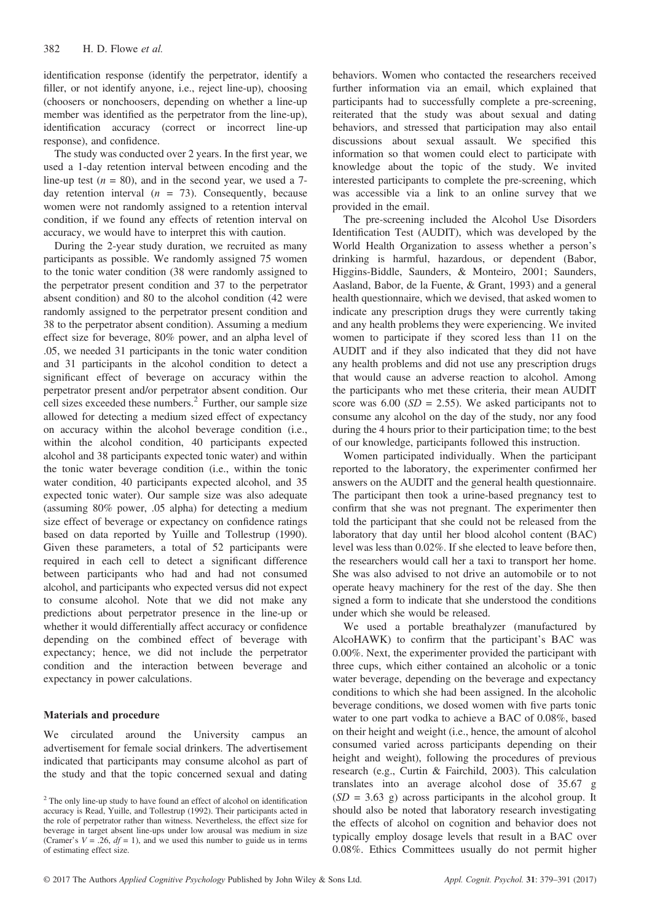identification response (identify the perpetrator, identify a filler, or not identify anyone, i.e., reject line-up), choosing (choosers or nonchoosers, depending on whether a line-up member was identified as the perpetrator from the line-up), identification accuracy (correct or incorrect line-up response), and confidence.

The study was conducted over 2 years. In the first year, we used a 1-day retention interval between encoding and the line-up test ($n$ = 80), and in the second year, we used a 7-day retention interval ($n$ = 73). Consequently, because women were not randomly assigned to a retention interval condition, if we found any effects of retention interval on accuracy, we would have to interpret this with caution.

During the 2-year study duration, we recruited as many participants as possible. We randomly assigned 75 women to the tonic water condition (38 were randomly assigned to the perpetrator present condition and 37 to the perpetrator absent condition) and 80 to the alcohol condition (42 were randomly assigned to the perpetrator present condition and 38 to the perpetrator absent condition). Assuming a medium effect size for beverage, 80% power, and an alpha level of .05, we needed 31 participants in the tonic water condition and 31 participants in the alcohol condition to detect a significant effect of beverage on accuracy within the perpetrator present and/or perpetrator absent condition. Our cell sizes exceeded these numbers.[2] Further, our sample size allowed for detecting a medium sized effect of expectancy on accuracy within the alcohol beverage condition (i.e., within the alcohol condition, 40 participants expected alcohol and 38 participants expected tonic water) and within the tonic water beverage condition (i.e., within the tonic water condition, 40 participants expected alcohol, and 35 expected tonic water). Our sample size was also adequate (assuming 80% power, .05 alpha) for detecting a medium size effect of beverage or expectancy on confidence ratings based on data reported by Yuille and Tollestrup (1990). Given these parameters, a total of 52 participants were required in each cell to detect a significant difference between participants who had and had not consumed alcohol, and participants who expected versus did not expect to consume alcohol. Note that we did not make any predictions about perpetrator presence in the line-up or whether it would differentially affect accuracy or confidence depending on the combined effect of beverage with expectancy; hence, we did not include the perpetrator condition and the interaction between beverage and expectancy in power calculations.

### Materials and procedure

We circulated around the University campus an advertisement for female social drinkers. The advertisement indicated that participants may consume alcohol as part of the study and that the topic concerned sexual and dating behaviors. Women who contacted the researchers received further information via an email, which explained that participants had to successfully complete a pre-screening, reiterated that the study was about sexual and dating behaviors, and stressed that participation may also entail discussions about sexual assault. We specified this information so that women could elect to participate with knowledge about the topic of the study. We invited interested participants to complete the pre-screening, which was accessible via a link to an online survey that we provided in the email.

The pre-screening included the Alcohol Use Disorders Identification Test (AUDIT), which was developed by the World Health Organization to assess whether a person's drinking is harmful, hazardous, or dependent (Babor, Higgins-Biddle, Saunders, & Monteiro, 2001; Saunders, Aasland, Babor, de la Fuente, & Grant, 1993) and a general health questionnaire, which we devised, that asked women to indicate any prescription drugs they were currently taking and any health problems they were experiencing. We invited women to participate if they scored less than 11 on the AUDIT and if they also indicated that they did not have any health problems and did not use any prescription drugs that would cause an adverse reaction to alcohol. Among the participants who met these criteria, their mean AUDIT score was 6.00 ($SD$ = 2.55). We asked participants not to consume any alcohol on the day of the study, nor any food during the 4 hours prior to their participation time; to the best of our knowledge, participants followed this instruction.

Women participated individually. When the participant reported to the laboratory, the experimenter confirmed her answers on the AUDIT and the general health questionnaire. The participant then took a urine-based pregnancy test to confirm that she was not pregnant. The experimenter then told the participant that she could not be released from the laboratory that day until her blood alcohol content (BAC) level was less than 0.02%. If she elected to leave before then, the researchers would call her a taxi to transport her home. She was also advised to not drive an automobile or to not operate heavy machinery for the rest of the day. She then signed a form to indicate that she understood the conditions under which she would be released.

We used a portable breathalyzer (manufactured by AlcoHAWK) to confirm that the participant's BAC was 0.00%. Next, the experimenter provided the participant with three cups, which either contained an alcoholic or a tonic water beverage, depending on the beverage and expectancy conditions to which she had been assigned. In the alcoholic beverage conditions, we dosed women with five parts tonic water to one part vodka to achieve a BAC of 0.08%, based on their height and weight (i.e., hence, the amount of alcohol consumed varied across participants depending on their height and weight), following the procedures of previous research (e.g., Curtin & Fairchild, 2003). This calculation translates into an average alcohol dose of 35.67 g ($SD$ = 3.63 g) across participants in the alcohol group. It should also be noted that laboratory research investigating the effects of alcohol on cognition and behavior does not typically employ dosage levels that result in a BAC over 0.08%. Ethics Committees usually do not permit higher

[2] The only line-up study to have found an effect of alcohol on identification accuracy is Read, Yuille, and Tollestrup (1992). Their participants acted in the role of perpetrator rather than witness. Nevertheless, the effect size for beverage in target absent line-ups under low arousal was medium in size (Cramer's $V$ = .26, $df$ = 1), and we used this number to guide us in terms of estimating effect size.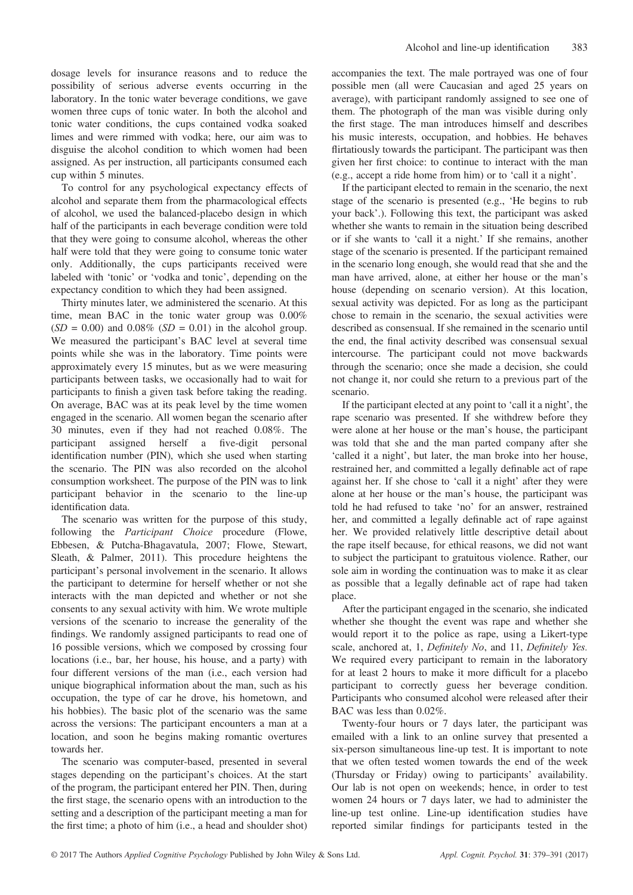dosage levels for insurance reasons and to reduce the possibility of serious adverse events occurring in the laboratory. In the tonic water beverage conditions, we gave women three cups of tonic water. In both the alcohol and tonic water conditions, the cups contained vodka soaked limes and were rimmed with vodka; here, our aim was to disguise the alcohol condition to which women had been assigned. As per instruction, all participants consumed each cup within 5 minutes.

To control for any psychological expectancy effects of alcohol and separate them from the pharmacological effects of alcohol, we used the balanced-placebo design in which half of the participants in each beverage condition were told that they were going to consume alcohol, whereas the other half were told that they were going to consume tonic water only. Additionally, the cups participants received were labeled with 'tonic' or 'vodka and tonic', depending on the expectancy condition to which they had been assigned.

Thirty minutes later, we administered the scenario. At this time, mean BAC in the tonic water group was 0.00% ($SD$ = 0.00) and 0.08% ($SD$ = 0.01) in the alcohol group. We measured the participant's BAC level at several time points while she was in the laboratory. Time points were approximately every 15 minutes, but as we were measuring participants between tasks, we occasionally had to wait for participants to finish a given task before taking the reading. On average, BAC was at its peak level by the time women engaged in the scenario. All women began the scenario after 30 minutes, even if they had not reached 0.08%. The participant assigned herself a five-digit personal identification number (PIN), which she used when starting the scenario. The PIN was also recorded on the alcohol consumption worksheet. The purpose of the PIN was to link participant behavior in the scenario to the line-up identification data.

The scenario was written for the purpose of this study, following the *Participant Choice* procedure (Flowe, Ebbesen, & Putcha-Bhagavatula, 2007; Flowe, Stewart, Sleath, & Palmer, 2011). This procedure heightens the participant's personal involvement in the scenario. It allows the participant to determine for herself whether or not she interacts with the man depicted and whether or not she consents to any sexual activity with him. We wrote multiple versions of the scenario to increase the generality of the findings. We randomly assigned participants to read one of 16 possible versions, which we composed by crossing four locations (i.e., bar, her house, his house, and a party) with four different versions of the man (i.e., each version had unique biographical information about the man, such as his occupation, the type of car he drove, his hometown, and his hobbies). The basic plot of the scenario was the same across the versions: The participant encounters a man at a location, and soon he begins making romantic overtures towards her.

The scenario was computer-based, presented in several stages depending on the participant's choices. At the start of the program, the participant entered her PIN. Then, during the first stage, the scenario opens with an introduction to the setting and a description of the participant meeting a man for the first time; a photo of him (i.e., a head and shoulder shot) accompanies the text. The male portrayed was one of four possible men (all were Caucasian and aged 25 years on average), with participant randomly assigned to see one of them. The photograph of the man was visible during only the first stage. The man introduces himself and describes his music interests, occupation, and hobbies. He behaves flirtatiously towards the participant. The participant was then given her first choice: to continue to interact with the man (e.g., accept a ride home from him) or to 'call it a night'.

If the participant elected to remain in the scenario, the next stage of the scenario is presented (e.g., 'He begins to rub your back'.). Following this text, the participant was asked whether she wants to remain in the situation being described or if she wants to 'call it a night.' If she remains, another stage of the scenario is presented. If the participant remained in the scenario long enough, she would read that she and the man have arrived, alone, at either her house or the man's house (depending on scenario version). At this location, sexual activity was depicted. For as long as the participant chose to remain in the scenario, the sexual activities were described as consensual. If she remained in the scenario until the end, the final activity described was consensual sexual intercourse. The participant could not move backwards through the scenario; once she made a decision, she could not change it, nor could she return to a previous part of the scenario.

If the participant elected at any point to 'call it a night', the rape scenario was presented. If she withdrew before they were alone at her house or the man's house, the participant was told that she and the man parted company after she 'called it a night', but later, the man broke into her house, restrained her, and committed a legally definable act of rape against her. If she chose to 'call it a night' after they were alone at her house or the man's house, the participant was told he had refused to take 'no' for an answer, restrained her, and committed a legally definable act of rape against her. We provided relatively little descriptive detail about the rape itself because, for ethical reasons, we did not want to subject the participant to gratuitous violence. Rather, our sole aim in wording the continuation was to make it as clear as possible that a legally definable act of rape had taken place.

After the participant engaged in the scenario, she indicated whether she thought the event was rape and whether she would report it to the police as rape, using a Likert-type scale, anchored at, 1, *Definitely No*, and 11, *Definitely Yes.* We required every participant to remain in the laboratory for at least 2 hours to make it more difficult for a placebo participant to correctly guess her beverage condition. Participants who consumed alcohol were released after their BAC was less than 0.02%.

Twenty-four hours or 7 days later, the participant was emailed with a link to an online survey that presented a six-person simultaneous line-up test. It is important to note that we often tested women towards the end of the week (Thursday or Friday) owing to participants' availability. Our lab is not open on weekends; hence, in order to test women 24 hours or 7 days later, we had to administer the line-up test online. Line-up identification studies have reported similar findings for participants tested in the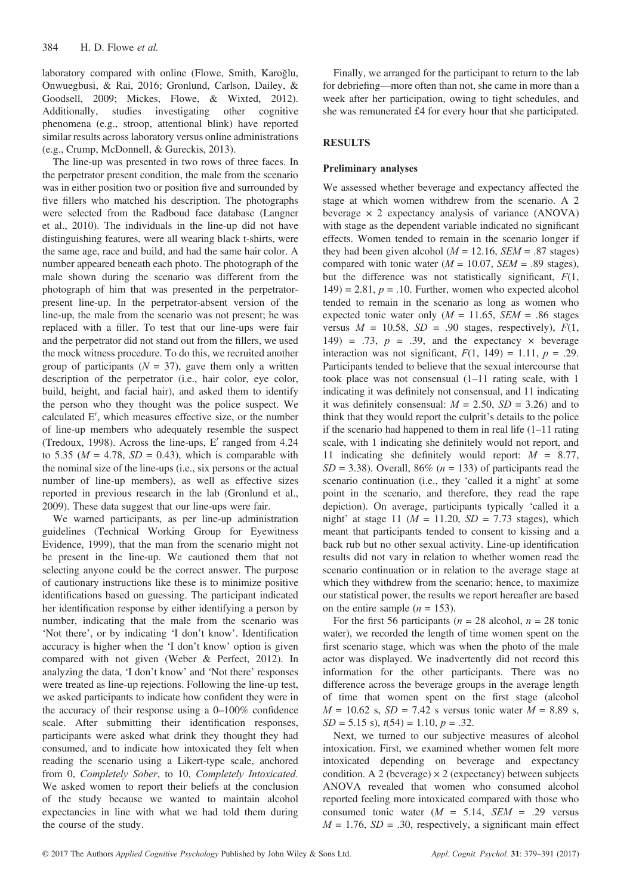laboratory compared with online (Flowe, Smith, Karoğlu, Onwuegbusi, & Rai, 2016; Gronlund, Carlson, Dailey, & Goodsell, 2009; Mickes, Flowe, & Wixted, 2012). Additionally, studies investigating other cognitive phenomena (e.g., stroop, attentional blink) have reported similar results across laboratory versus online administrations (e.g., Crump, McDonnell, & Gureckis, 2013).

The line-up was presented in two rows of three faces. In the perpetrator present condition, the male from the scenario was in either position two or position five and surrounded by five fillers who matched his description. The photographs were selected from the Radboud face database (Langner et al., 2010). The individuals in the line-up did not have distinguishing features, were all wearing black t-shirts, were the same age, race and build, and had the same hair color. A number appeared beneath each photo. The photograph of the male shown during the scenario was different from the photograph of him that was presented in the perpetrator-present line-up. In the perpetrator-absent version of the line-up, the male from the scenario was not present; he was replaced with a filler. To test that our line-ups were fair and the perpetrator did not stand out from the fillers, we used the mock witness procedure. To do this, we recruited another group of participants ($N$ = 37), gave them only a written description of the perpetrator (i.e., hair color, eye color, build, height, and facial hair), and asked them to identify the person who they thought was the police suspect. We calculated E′, which measures effective size, or the number of line-up members who adequately resemble the suspect (Tredoux, 1998). Across the line-ups, E′ ranged from 4.24 to 5.35 ($M$ = 4.78, $SD$ = 0.43), which is comparable with the nominal size of the line-ups (i.e., six persons or the actual number of line-up members), as well as effective sizes reported in previous research in the lab (Gronlund et al., 2009). These data suggest that our line-ups were fair.

We warned participants, as per line-up administration guidelines (Technical Working Group for Eyewitness Evidence, 1999), that the man from the scenario might not be present in the line-up. We cautioned them that not selecting anyone could be the correct answer. The purpose of cautionary instructions like these is to minimize positive identifications based on guessing. The participant indicated her identification response by either identifying a person by number, indicating that the male from the scenario was 'Not there', or by indicating 'I don't know'. Identification accuracy is higher when the 'I don't know' option is given compared with not given (Weber & Perfect, 2012). In analyzing the data, 'I don't know' and 'Not there' responses were treated as line-up rejections. Following the line-up test, we asked participants to indicate how confident they were in the accuracy of their response using a 0–100% confidence scale. After submitting their identification responses, participants were asked what drink they thought they had consumed, and to indicate how intoxicated they felt when reading the scenario using a Likert-type scale, anchored from 0, *Completely Sober*, to 10, *Completely Intoxicated.* We asked women to report their beliefs at the conclusion of the study because we wanted to maintain alcohol expectancies in line with what we had told them during the course of the study.

Finally, we arranged for the participant to return to the lab for debriefing—more often than not, she came in more than a week after her participation, owing to tight schedules, and she was remunerated £4 for every hour that she participated.

## RESULTS

### Preliminary analyses

We assessed whether beverage and expectancy affected the stage at which women withdrew from the scenario. A 2 beverage × 2 expectancy analysis of variance (ANOVA) with stage as the dependent variable indicated no significant effects. Women tended to remain in the scenario longer if they had been given alcohol ($M$ = 12.16, $SEM$ = .87 stages) compared with tonic water ($M$ = 10.07, $SEM$ = .89 stages), but the difference was not statistically significant, $F(1, 149) = 2.81$, $p$ = .10. Further, women who expected alcohol tended to remain in the scenario as long as women who expected tonic water only ($M$ = 11.65, $SEM$ = .86 stages versus $M$ = 10.58, $SD$ = .90 stages, respectively), $F(1, 149)$ = .73, $p$ = .39, and the expectancy × beverage interaction was not significant, $F(1, 149) = 1.11$, $p$ = .29. Participants tended to believe that the sexual intercourse that took place was not consensual (1–11 rating scale, with 1 indicating it was definitely not consensual, and 11 indicating it was definitely consensual: $M$ = 2.50, $SD$ = 3.26) and to think that they would report the culprit's details to the police if the scenario had happened to them in real life (1–11 rating scale, with 1 indicating she definitely would not report, and 11 indicating she definitely would report: $M$ = 8.77, $SD$ = 3.38). Overall, 86% ($n$ = 133) of participants read the scenario continuation (i.e., they 'called it a night' at some point in the scenario, and therefore, they read the rape depiction). On average, participants typically 'called it a night' at stage 11 ($M$ = 11.20, $SD$ = 7.73 stages), which meant that participants tended to consent to kissing and a back rub but no other sexual activity. Line-up identification results did not vary in relation to whether women read the scenario continuation or in relation to the average stage at which they withdrew from the scenario; hence, to maximize our statistical power, the results we report hereafter are based on the entire sample ($n$ = 153).

For the first 56 participants ($n$ = 28 alcohol, $n$ = 28 tonic water), we recorded the length of time women spent on the first scenario stage, which was when the photo of the male actor was displayed. We inadvertently did not record this information for the other participants. There was no difference across the beverage groups in the average length of time that women spent on the first stage (alcohol $M$ = 10.62 s, $SD$ = 7.42 s versus tonic water $M$ = 8.89 s, $SD$ = 5.15 s), $t(54) = 1.10$, $p$ = .32.

Next, we turned to our subjective measures of alcohol intoxication. First, we examined whether women felt more intoxicated depending on beverage and expectancy condition. A 2 (beverage) × 2 (expectancy) between subjects ANOVA revealed that women who consumed alcohol reported feeling more intoxicated compared with those who consumed tonic water ($M$ = 5.14, $SEM$ = .29 versus $M$ = 1.76, $SD$ = .30, respectively, a significant main effect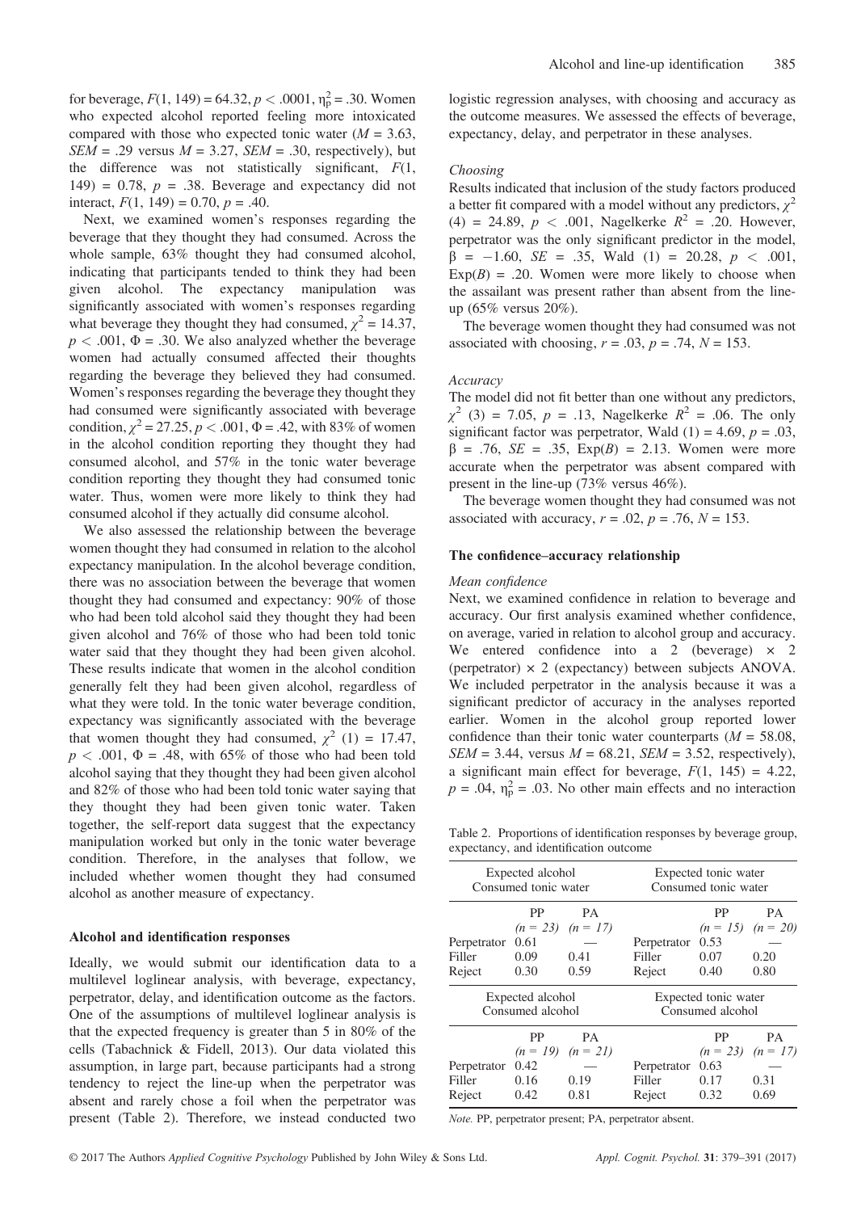for beverage, $F(1, 149) = 64.32$, $p < .0001$, $\eta_p^2 = .30$. Women who expected alcohol reported feeling more intoxicated compared with those who expected tonic water ($M = 3.63$, $SEM = .29$ versus $M = 3.27$, $SEM = .30$, respectively), but the difference was not statistically significant, $F(1, 149) = 0.78$, $p = .38$. Beverage and expectancy did not interact, $F(1, 149) = 0.70$, $p = .40$.

Next, we examined women's responses regarding the beverage that they thought they had consumed. Across the whole sample, 63% thought they had consumed alcohol, indicating that participants tended to think they had been given alcohol. The expectancy manipulation was significantly associated with women's responses regarding what beverage they thought they had consumed, $\chi^2 = 14.37$, $p < .001$, $\Phi = .30$. We also analyzed whether the beverage women had actually consumed affected their thoughts regarding the beverage they believed they had consumed. Women's responses regarding the beverage they thought they had consumed were significantly associated with beverage condition, $\chi^2 = 27.25$, $p < .001$, $\Phi = .42$, with 83% of women in the alcohol condition reporting they thought they had consumed alcohol, and 57% in the tonic water beverage condition reporting they thought they had consumed tonic water. Thus, women were more likely to think they had consumed alcohol if they actually did consume alcohol.

We also assessed the relationship between the beverage women thought they had consumed in relation to the alcohol expectancy manipulation. In the alcohol beverage condition, there was no association between the beverage that women thought they had consumed and expectancy: 90% of those who had been told alcohol said they thought they had been given alcohol and 76% of those who had been told tonic water said that they thought they had been given alcohol. These results indicate that women in the alcohol condition generally felt they had been given alcohol, regardless of what they were told. In the tonic water beverage condition, expectancy was significantly associated with the beverage that women thought they had consumed, $\chi^2$ (1) = 17.47, $p < .001$, $\Phi = .48$, with 65% of those who had been told alcohol saying that they thought they had been given alcohol and 82% of those who had been told tonic water saying that they thought they had been given tonic water. Taken together, the self-report data suggest that the expectancy manipulation worked but only in the tonic water beverage condition. Therefore, in the analyses that follow, we included whether women thought they had consumed alcohol as another measure of expectancy.

### Alcohol and identification responses

Ideally, we would submit our identification data to a multilevel loglinear analysis, with beverage, expectancy, perpetrator, delay, and identification outcome as the factors. One of the assumptions of multilevel loglinear analysis is that the expected frequency is greater than 5 in 80% of the cells (Tabachnick & Fidell, 2013). Our data violated this assumption, in large part, because participants had a strong tendency to reject the line-up when the perpetrator was absent and rarely chose a foil when the perpetrator was present (Table 2). Therefore, we instead conducted two logistic regression analyses, with choosing and accuracy as the outcome measures. We assessed the effects of beverage, expectancy, delay, and perpetrator in these analyses.

#### *Choosing*

Results indicated that inclusion of the study factors produced a better fit compared with a model without any predictors, $\chi^2$ (4) = 24.89, $p < .001$, Nagelkerke $R^2 = .20$. However, perpetrator was the only significant predictor in the model, $\beta = -1.60$, $SE = .35$, Wald (1) = 20.28, $p < .001$, $\text{Exp}(B) = .20$. Women were more likely to choose when the assailant was present rather than absent from the line-up (65% versus 20%).

The beverage women thought they had consumed was not associated with choosing, $r = .03$, $p = .74$, $N = 153$.

#### *Accuracy*

The model did not fit better than one without any predictors, $\chi^2$ (3) = 7.05, $p = .13$, Nagelkerke $R^2 = .06$. The only significant factor was perpetrator, Wald (1) = 4.69, $p = .03$, $\beta = .76$, $SE = .35$, $\text{Exp}(B) = 2.13$. Women were more accurate when the perpetrator was absent compared with present in the line-up (73% versus 46%).

The beverage women thought they had consumed was not associated with accuracy, $r = .02$, $p = .76$, $N = 153$.

### The confidence–accuracy relationship

#### *Mean confidence*

Next, we examined confidence in relation to beverage and accuracy. Our first analysis examined whether confidence, on average, varied in relation to alcohol group and accuracy. We entered confidence into a 2 (beverage) × 2 (perpetrator) × 2 (expectancy) between subjects ANOVA. We included perpetrator in the analysis because it was a significant predictor of accuracy in the analyses reported earlier. Women in the alcohol group reported lower confidence than their tonic water counterparts ($M = 58.08$, $SEM = 3.44$, versus $M = 68.21$, $SEM = 3.52$, respectively), a significant main effect for beverage, $F(1, 145) = 4.22$, $p = .04$, $\eta_p^2 = .03$. No other main effects and no interaction

Table 2. Proportions of identification responses by beverage group, expectancy, and identification outcome

| Expected alcohol Consumed tonic water | | | Expected tonic water Consumed tonic water | | |
|---|---|---|---|---|---|
| | PP ($n = 23$) | PA ($n = 17$) | | PP ($n = 15$) | PA ($n = 20$) |
| Perpetrator | 0.61 | — | Perpetrator | 0.53 | — |
| Filler | 0.09 | 0.41 | Filler | 0.07 | 0.20 |
| Reject | 0.30 | 0.59 | Reject | 0.40 | 0.80 |
| **Expected alcohol Consumed alcohol** | | | **Expected tonic water Consumed alcohol** | | |
| | PP ($n = 19$) | PA ($n = 21$) | | PP ($n = 23$) | PA ($n = 17$) |
| Perpetrator | 0.42 | — | Perpetrator | 0.63 | — |
| Filler | 0.16 | 0.19 | Filler | 0.17 | 0.31 |
| Reject | 0.42 | 0.81 | Reject | 0.32 | 0.69 |

*Note.* PP, perpetrator present; PA, perpetrator absent.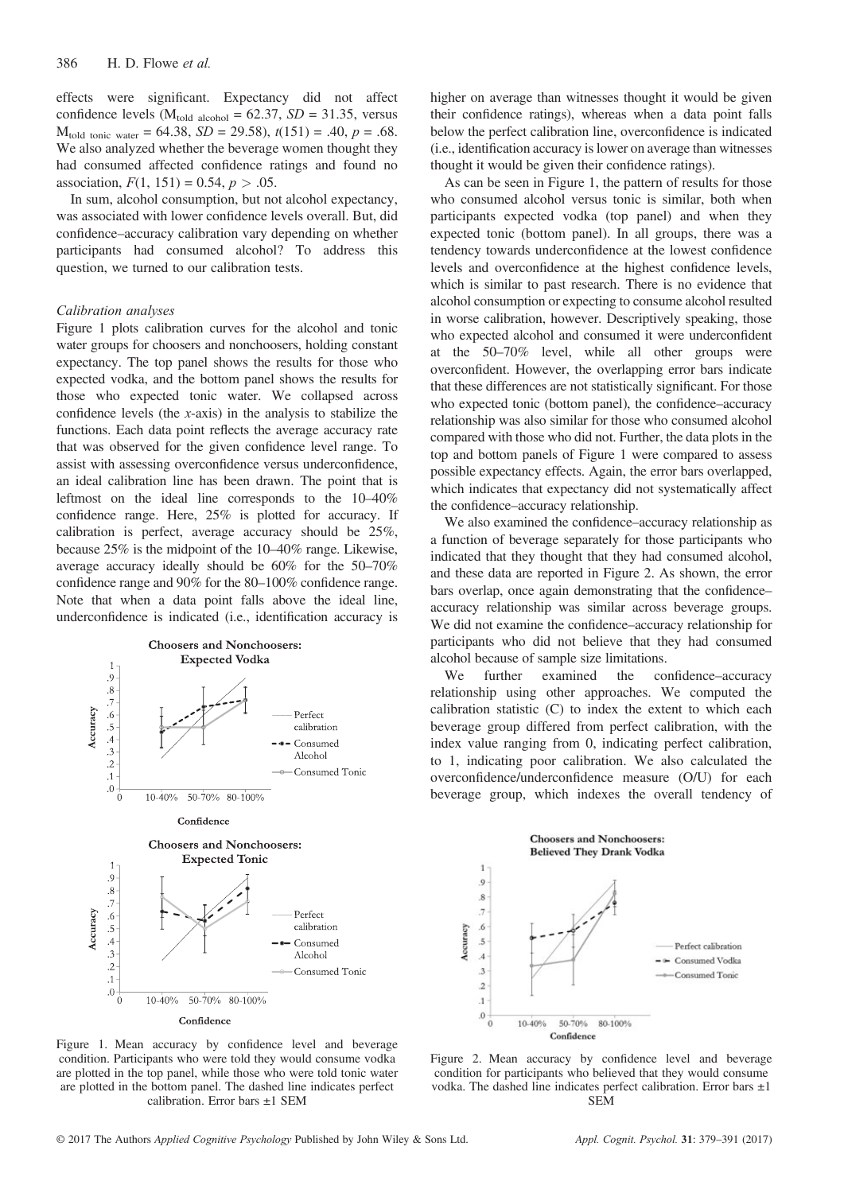effects were significant. Expectancy did not affect confidence levels ($M_{told\ alcohol} = 62.37$, $SD = 31.35$, versus $M_{told\ tonic\ water} = 64.38$, $SD = 29.58$), $t(151) = .40$, $p = .68$. We also analyzed whether the beverage women thought they had consumed affected confidence ratings and found no association, $F(1, 151) = 0.54$, $p > .05$.

In sum, alcohol consumption, but not alcohol expectancy, was associated with lower confidence levels overall. But, did confidence–accuracy calibration vary depending on whether participants had consumed alcohol? To address this question, we turned to our calibration tests.

*Calibration analyses*

Figure 1 plots calibration curves for the alcohol and tonic water groups for choosers and nonchoosers, holding constant expectancy. The top panel shows the results for those who expected vodka, and the bottom panel shows the results for those who expected tonic water. We collapsed across confidence levels (the *x*-axis) in the analysis to stabilize the functions. Each data point reflects the average accuracy rate that was observed for the given confidence level range. To assist with assessing overconfidence versus underconfidence, an ideal calibration line has been drawn. The point that is leftmost on the ideal line corresponds to the 10–40% confidence range. Here, 25% is plotted for accuracy. If calibration is perfect, average accuracy should be 25%, because 25% is the midpoint of the 10–40% range. Likewise, average accuracy ideally should be 60% for the 50–70% confidence range and 90% for the 80–100% confidence range. Note that when a data point falls above the ideal line, underconfidence is indicated (i.e., identification accuracy is higher on average than witnesses thought it would be given their confidence ratings), whereas when a data point falls below the perfect calibration line, overconfidence is indicated (i.e., identification accuracy is lower on average than witnesses thought it would be given their confidence ratings).

Figure 1. Mean accuracy by confidence level and beverage condition. Participants who were told they would consume vodka are plotted in the top panel, while those who were told tonic water are plotted in the bottom panel. The dashed line indicates perfect calibration. Error bars ±1 SEM

As can be seen in Figure 1, the pattern of results for those who consumed alcohol versus tonic is similar, both when participants expected vodka (top panel) and when they expected tonic (bottom panel). In all groups, there was a tendency towards underconfidence at the lowest confidence levels and overconfidence at the highest confidence levels, which is similar to past research. There is no evidence that alcohol consumption or expecting to consume alcohol resulted in worse calibration, however. Descriptively speaking, those who expected alcohol and consumed it were underconfident at the 50–70% level, while all other groups were overconfident. However, the overlapping error bars indicate that these differences are not statistically significant. For those who expected tonic (bottom panel), the confidence–accuracy relationship was also similar for those who consumed alcohol compared with those who did not. Further, the data plots in the top and bottom panels of Figure 1 were compared to assess possible expectancy effects. Again, the error bars overlapped, which indicates that expectancy did not systematically affect the confidence–accuracy relationship.

We also examined the confidence–accuracy relationship as a function of beverage separately for those participants who indicated that they thought that they had consumed alcohol, and these data are reported in Figure 2. As shown, the error bars overlap, once again demonstrating that the confidence–accuracy relationship was similar across beverage groups. We did not examine the confidence–accuracy relationship for participants who did not believe that they had consumed alcohol because of sample size limitations.

We further examined the confidence–accuracy relationship using other approaches. We computed the calibration statistic (C) to index the extent to which each beverage group differed from perfect calibration, with the index value ranging from 0, indicating perfect calibration, to 1, indicating poor calibration. We also calculated the overconfidence/underconfidence measure (O/U) for each beverage group, which indexes the overall tendency of

Figure 2. Mean accuracy by confidence level and beverage condition for participants who believed that they would consume vodka. The dashed line indicates perfect calibration. Error bars ±1 SEM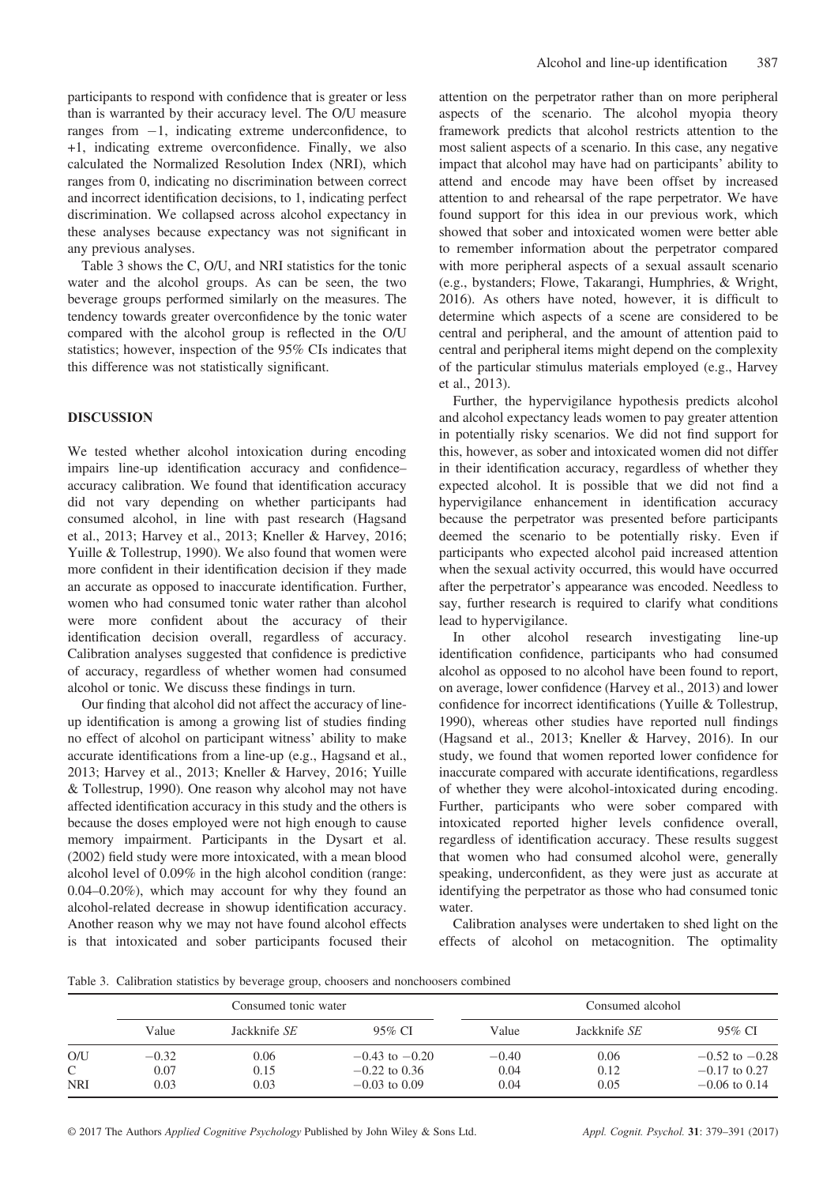participants to respond with confidence that is greater or less than is warranted by their accuracy level. The O/U measure ranges from −1, indicating extreme underconfidence, to +1, indicating extreme overconfidence. Finally, we also calculated the Normalized Resolution Index (NRI), which ranges from 0, indicating no discrimination between correct and incorrect identification decisions, to 1, indicating perfect discrimination. We collapsed across alcohol expectancy in these analyses because expectancy was not significant in any previous analyses.

Table 3 shows the C, O/U, and NRI statistics for the tonic water and the alcohol groups. As can be seen, the two beverage groups performed similarly on the measures. The tendency towards greater overconfidence by the tonic water compared with the alcohol group is reflected in the O/U statistics; however, inspection of the 95% CIs indicates that this difference was not statistically significant.

## DISCUSSION

We tested whether alcohol intoxication during encoding impairs line-up identification accuracy and confidence–accuracy calibration. We found that identification accuracy did not vary depending on whether participants had consumed alcohol, in line with past research (Hagsand et al., 2013; Harvey et al., 2013; Kneller & Harvey, 2016; Yuille & Tollestrup, 1990). We also found that women were more confident in their identification decision if they made an accurate as opposed to inaccurate identification. Further, women who had consumed tonic water rather than alcohol were more confident about the accuracy of their identification decision overall, regardless of accuracy. Calibration analyses suggested that confidence is predictive of accuracy, regardless of whether women had consumed alcohol or tonic. We discuss these findings in turn.

Our finding that alcohol did not affect the accuracy of line-up identification is among a growing list of studies finding no effect of alcohol on participant witness' ability to make accurate identifications from a line-up (e.g., Hagsand et al., 2013; Harvey et al., 2013; Kneller & Harvey, 2016; Yuille & Tollestrup, 1990). One reason why alcohol may not have affected identification accuracy in this study and the others is because the doses employed were not high enough to cause memory impairment. Participants in the Dysart et al. (2002) field study were more intoxicated, with a mean blood alcohol level of 0.09% in the high alcohol condition (range: 0.04–0.20%), which may account for why they found an alcohol-related decrease in showup identification accuracy. Another reason why we may not have found alcohol effects is that intoxicated and sober participants focused their attention on the perpetrator rather than on more peripheral aspects of the scenario. The alcohol myopia theory framework predicts that alcohol restricts attention to the most salient aspects of a scenario. In this case, any negative impact that alcohol may have had on participants' ability to attend and encode may have been offset by increased attention to and rehearsal of the rape perpetrator. We have found support for this idea in our previous work, which showed that sober and intoxicated women were better able to remember information about the perpetrator compared with more peripheral aspects of a sexual assault scenario (e.g., bystanders; Flowe, Takarangi, Humphries, & Wright, 2016). As others have noted, however, it is difficult to determine which aspects of a scene are considered to be central and peripheral, and the amount of attention paid to central and peripheral items might depend on the complexity of the particular stimulus materials employed (e.g., Harvey et al., 2013).

Further, the hypervigilance hypothesis predicts alcohol and alcohol expectancy leads women to pay greater attention in potentially risky scenarios. We did not find support for this, however, as sober and intoxicated women did not differ in their identification accuracy, regardless of whether they expected alcohol. It is possible that we did not find a hypervigilance enhancement in identification accuracy because the perpetrator was presented before participants deemed the scenario to be potentially risky. Even if participants who expected alcohol paid increased attention when the sexual activity occurred, this would have occurred after the perpetrator's appearance was encoded. Needless to say, further research is required to clarify what conditions lead to hypervigilance.

In other alcohol research investigating line-up identification confidence, participants who had consumed alcohol as opposed to no alcohol have been found to report, on average, lower confidence (Harvey et al., 2013) and lower confidence for incorrect identifications (Yuille & Tollestrup, 1990), whereas other studies have reported null findings (Hagsand et al., 2013; Kneller & Harvey, 2016). In our study, we found that women reported lower confidence for inaccurate compared with accurate identifications, regardless of whether they were alcohol-intoxicated during encoding. Further, participants who were sober compared with intoxicated reported higher levels confidence overall, regardless of identification accuracy. These results suggest that women who had consumed alcohol were, generally speaking, underconfident, as they were just as accurate at identifying the perpetrator as those who had consumed tonic water.

Calibration analyses were undertaken to shed light on the effects of alcohol on metacognition. The optimality

Table 3. Calibration statistics by beverage group, choosers and nonchoosers combined

| | Consumed tonic water | | | Consumed alcohol | | |
|---|---|---|---|---|---|---|
| | Value | Jackknife *SE* | 95% CI | Value | Jackknife *SE* | 95% CI |
| O/U | −0.32 | 0.06 | −0.43 to −0.20 | −0.40 | 0.06 | −0.52 to −0.28 |
| C | 0.07 | 0.15 | −0.22 to 0.36 | 0.04 | 0.12 | −0.17 to 0.27 |
| NRI | 0.03 | 0.03 | −0.03 to 0.09 | 0.04 | 0.05 | −0.06 to 0.14 |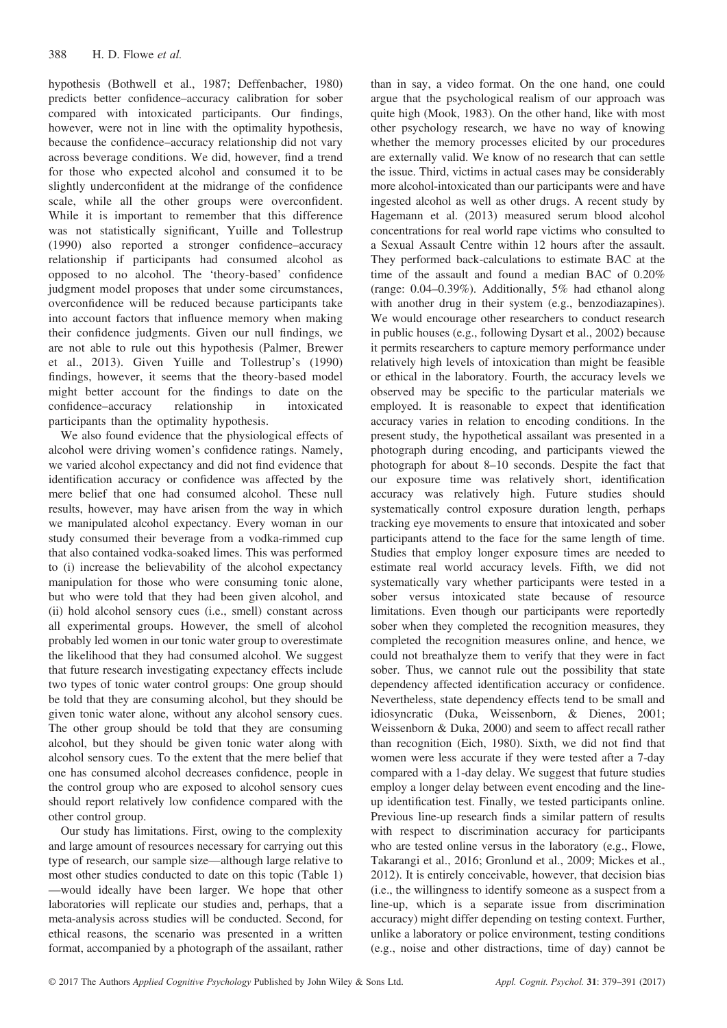hypothesis (Bothwell et al., 1987; Deffenbacher, 1980) predicts better confidence–accuracy calibration for sober compared with intoxicated participants. Our findings, however, were not in line with the optimality hypothesis, because the confidence–accuracy relationship did not vary across beverage conditions. We did, however, find a trend for those who expected alcohol and consumed it to be slightly underconfident at the midrange of the confidence scale, while all the other groups were overconfident. While it is important to remember that this difference was not statistically significant, Yuille and Tollestrup (1990) also reported a stronger confidence–accuracy relationship if participants had consumed alcohol as opposed to no alcohol. The 'theory-based' confidence judgment model proposes that under some circumstances, overconfidence will be reduced because participants take into account factors that influence memory when making their confidence judgments. Given our null findings, we are not able to rule out this hypothesis (Palmer, Brewer et al., 2013). Given Yuille and Tollestrup's (1990) findings, however, it seems that the theory-based model might better account for the findings to date on the confidence–accuracy relationship in intoxicated participants than the optimality hypothesis.

We also found evidence that the physiological effects of alcohol were driving women's confidence ratings. Namely, we varied alcohol expectancy and did not find evidence that identification accuracy or confidence was affected by the mere belief that one had consumed alcohol. These null results, however, may have arisen from the way in which we manipulated alcohol expectancy. Every woman in our study consumed their beverage from a vodka-rimmed cup that also contained vodka-soaked limes. This was performed to (i) increase the believability of the alcohol expectancy manipulation for those who were consuming tonic alone, but who were told that they had been given alcohol, and (ii) hold alcohol sensory cues (i.e., smell) constant across all experimental groups. However, the smell of alcohol probably led women in our tonic water group to overestimate the likelihood that they had consumed alcohol. We suggest that future research investigating expectancy effects include two types of tonic water control groups: One group should be told that they are consuming alcohol, but they should be given tonic water alone, without any alcohol sensory cues. The other group should be told that they are consuming alcohol, but they should be given tonic water along with alcohol sensory cues. To the extent that the mere belief that one has consumed alcohol decreases confidence, people in the control group who are exposed to alcohol sensory cues should report relatively low confidence compared with the other control group.

Our study has limitations. First, owing to the complexity and large amount of resources necessary for carrying out this type of research, our sample size—although large relative to most other studies conducted to date on this topic (Table 1)—would ideally have been larger. We hope that other laboratories will replicate our studies and, perhaps, that a meta-analysis across studies will be conducted. Second, for ethical reasons, the scenario was presented in a written format, accompanied by a photograph of the assailant, rather than in say, a video format. On the one hand, one could argue that the psychological realism of our approach was quite high (Mook, 1983). On the other hand, like with most other psychology research, we have no way of knowing whether the memory processes elicited by our procedures are externally valid. We know of no research that can settle the issue. Third, victims in actual cases may be considerably more alcohol-intoxicated than our participants were and have ingested alcohol as well as other drugs. A recent study by Hagemann et al. (2013) measured serum blood alcohol concentrations for real world rape victims who consulted to a Sexual Assault Centre within 12 hours after the assault. They performed back-calculations to estimate BAC at the time of the assault and found a median BAC of 0.20% (range: 0.04–0.39%). Additionally, 5% had ethanol along with another drug in their system (e.g., benzodiazepines). We would encourage other researchers to conduct research in public houses (e.g., following Dysart et al., 2002) because it permits researchers to capture memory performance under relatively high levels of intoxication than might be feasible or ethical in the laboratory. Fourth, the accuracy levels we observed may be specific to the particular materials we employed. It is reasonable to expect that identification accuracy varies in relation to encoding conditions. In the present study, the hypothetical assailant was presented in a photograph during encoding, and participants viewed the photograph for about 8–10 seconds. Despite the fact that our exposure time was relatively short, identification accuracy was relatively high. Future studies should systematically control exposure duration length, perhaps tracking eye movements to ensure that intoxicated and sober participants attend to the face for the same length of time. Studies that employ longer exposure times are needed to estimate real world accuracy levels. Fifth, we did not systematically vary whether participants were tested in a sober versus intoxicated state because of resource limitations. Even though our participants were reportedly sober when they completed the recognition measures, they completed the recognition measures online, and hence, we could not breathalyze them to verify that they were in fact sober. Thus, we cannot rule out the possibility that state dependency affected identification accuracy or confidence. Nevertheless, state dependency effects tend to be small and idiosyncratic (Duka, Weissenborn, & Dienes, 2001; Weissenborn & Duka, 2000) and seem to affect recall rather than recognition (Eich, 1980). Sixth, we did not find that women were less accurate if they were tested after a 7-day compared with a 1-day delay. We suggest that future studies employ a longer delay between event encoding and the line-up identification test. Finally, we tested participants online. Previous line-up research finds a similar pattern of results with respect to discrimination accuracy for participants who are tested online versus in the laboratory (e.g., Flowe, Takarangi et al., 2016; Gronlund et al., 2009; Mickes et al., 2012). It is entirely conceivable, however, that decision bias (i.e., the willingness to identify someone as a suspect from a line-up, which is a separate issue from discrimination accuracy) might differ depending on testing context. Further, unlike a laboratory or police environment, testing conditions (e.g., noise and other distractions, time of day) cannot be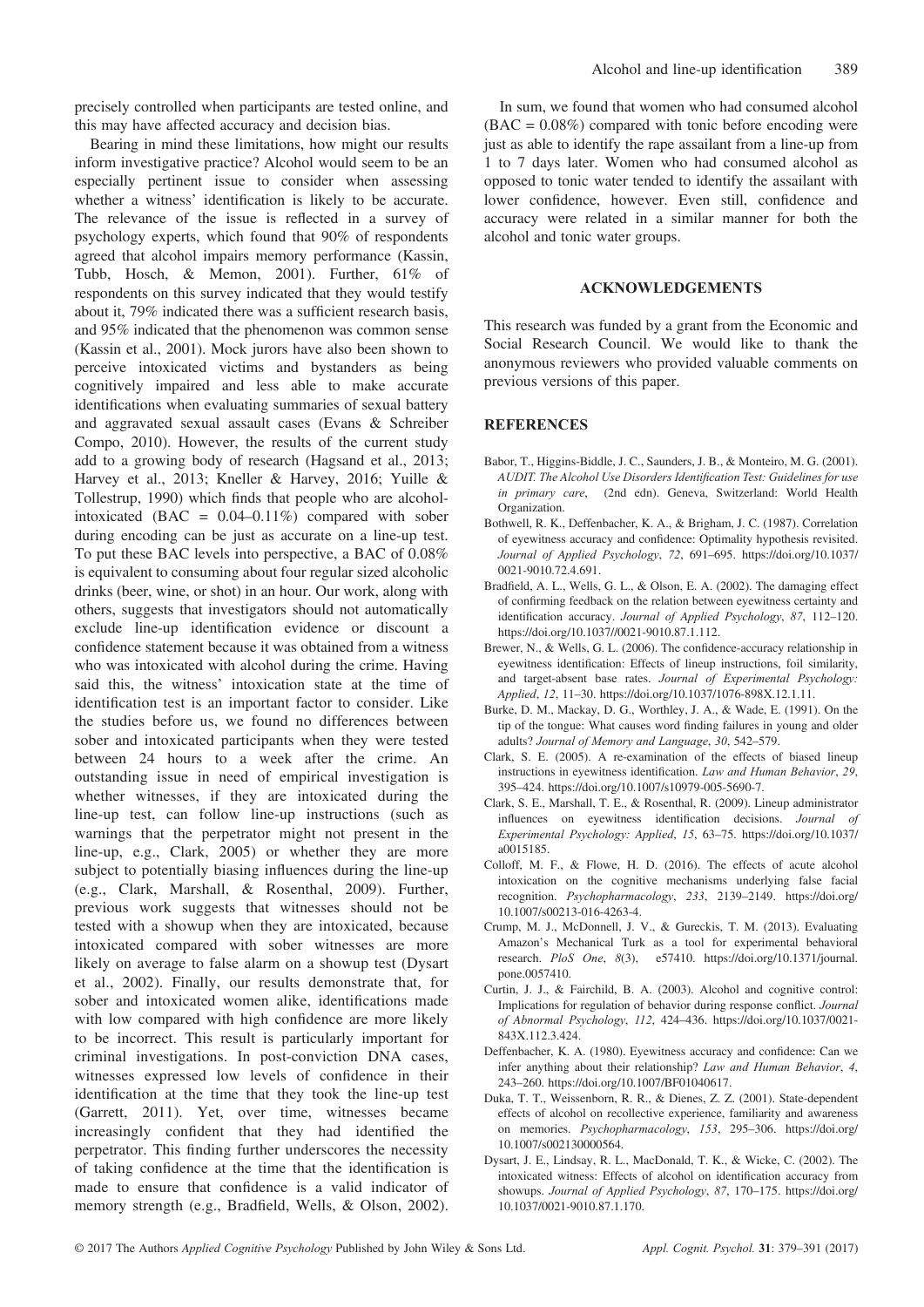precisely controlled when participants are tested online, and this may have affected accuracy and decision bias.

Bearing in mind these limitations, how might our results inform investigative practice? Alcohol would seem to be an especially pertinent issue to consider when assessing whether a witness' identification is likely to be accurate. The relevance of the issue is reflected in a survey of psychology experts, which found that 90% of respondents agreed that alcohol impairs memory performance (Kassin, Tubb, Hosch, & Memon, 2001). Further, 61% of respondents on this survey indicated that they would testify about it, 79% indicated there was a sufficient research basis, and 95% indicated that the phenomenon was common sense (Kassin et al., 2001). Mock jurors have also been shown to perceive intoxicated victims and bystanders as being cognitively impaired and less able to make accurate identifications when evaluating summaries of sexual battery and aggravated sexual assault cases (Evans & Schreiber Compo, 2010). However, the results of the current study add to a growing body of research (Hagsand et al., 2013; Harvey et al., 2013; Kneller & Harvey, 2016; Yuille & Tollestrup, 1990) which finds that people who are alcohol-intoxicated (BAC = 0.04–0.11%) compared with sober during encoding can be just as accurate on a line-up test. To put these BAC levels into perspective, a BAC of 0.08% is equivalent to consuming about four regular sized alcoholic drinks (beer, wine, or shot) in an hour. Our work, along with others, suggests that investigators should not automatically exclude line-up identification evidence or discount a confidence statement because it was obtained from a witness who was intoxicated with alcohol during the crime. Having said this, the witness' intoxication state at the time of identification test is an important factor to consider. Like the studies before us, we found no differences between sober and intoxicated participants when they were tested between 24 hours to a week after the crime. An outstanding issue in need of empirical investigation is whether witnesses, if they are intoxicated during the line-up test, can follow line-up instructions (such as warnings that the perpetrator might not present in the line-up, e.g., Clark, 2005) or whether they are more subject to potentially biasing influences during the line-up (e.g., Clark, Marshall, & Rosenthal, 2009). Further, previous work suggests that witnesses should not be tested with a showup when they are intoxicated, because intoxicated compared with sober witnesses are more likely on average to false alarm on a showup test (Dysart et al., 2002). Finally, our results demonstrate that, for sober and intoxicated women alike, identifications made with low compared with high confidence are more likely to be incorrect. This result is particularly important for criminal investigations. In post-conviction DNA cases, witnesses expressed low levels of confidence in their identification at the time that they took the line-up test (Garrett, 2011). Yet, over time, witnesses became increasingly confident that they had identified the perpetrator. This finding further underscores the necessity of taking confidence at the time that the identification is made to ensure that confidence is a valid indicator of memory strength (e.g., Bradfield, Wells, & Olson, 2002).

In sum, we found that women who had consumed alcohol (BAC = 0.08%) compared with tonic before encoding were just as able to identify the rape assailant from a line-up from 1 to 7 days later. Women who had consumed alcohol as opposed to tonic water tended to identify the assailant with lower confidence, however. Even still, confidence and accuracy were related in a similar manner for both the alcohol and tonic water groups.

## ACKNOWLEDGEMENTS

This research was funded by a grant from the Economic and Social Research Council. We would like to thank the anonymous reviewers who provided valuable comments on previous versions of this paper.

## REFERENCES

Babor, T., Higgins-Biddle, J. C., Saunders, J. B., & Monteiro, M. G. (2001). *AUDIT. The Alcohol Use Disorders Identification Test: Guidelines for use in primary care*, (2nd edn). Geneva, Switzerland: World Health Organization.

Bothwell, R. K., Deffenbacher, K. A., & Brigham, J. C. (1987). Correlation of eyewitness accuracy and confidence: Optimality hypothesis revisited. *Journal of Applied Psychology*, *72*, 691–695. https://doi.org/10.1037/0021-9010.72.4.691.

Bradfield, A. L., Wells, G. L., & Olson, E. A. (2002). The damaging effect of confirming feedback on the relation between eyewitness certainty and identification accuracy. *Journal of Applied Psychology*, *87*, 112–120. https://doi.org/10.1037//0021-9010.87.1.112.

Brewer, N., & Wells, G. L. (2006). The confidence-accuracy relationship in eyewitness identification: Effects of lineup instructions, foil similarity, and target-absent base rates. *Journal of Experimental Psychology: Applied*, *12*, 11–30. https://doi.org/10.1037/1076-898X.12.1.11.

Burke, D. M., Mackay, D. G., Worthley, J. A., & Wade, E. (1991). On the tip of the tongue: What causes word finding failures in young and older adults? *Journal of Memory and Language*, *30*, 542–579.

Clark, S. E. (2005). A re-examination of the effects of biased lineup instructions in eyewitness identification. *Law and Human Behavior*, *29*, 395–424. https://doi.org/10.1007/s10979-005-5690-7.

Clark, S. E., Marshall, T. E., & Rosenthal, R. (2009). Lineup administrator influences on eyewitness identification decisions. *Journal of Experimental Psychology: Applied*, *15*, 63–75. https://doi.org/10.1037/a0015185.

Colloff, M. F., & Flowe, H. D. (2016). The effects of acute alcohol intoxication on the cognitive mechanisms underlying false facial recognition. *Psychopharmacology*, *233*, 2139–2149. https://doi.org/10.1007/s00213-016-4263-4.

Crump, M. J., McDonnell, J. V., & Gureckis, T. M. (2013). Evaluating Amazon's Mechanical Turk as a tool for experimental behavioral research. *PloS One*, *8*(3), e57410. https://doi.org/10.1371/journal.pone.0057410.

Curtin, J. J., & Fairchild, B. A. (2003). Alcohol and cognitive control: Implications for regulation of behavior during response conflict. *Journal of Abnormal Psychology*, *112*, 424–436. https://doi.org/10.1037/0021-843X.112.3.424.

Deffenbacher, K. A. (1980). Eyewitness accuracy and confidence: Can we infer anything about their relationship? *Law and Human Behavior*, *4*, 243–260. https://doi.org/10.1007/BF01040617.

Duka, T. T., Weissenborn, R. R., & Dienes, Z. Z. (2001). State-dependent effects of alcohol on recollective experience, familiarity and awareness on memories. *Psychopharmacology*, *153*, 295–306. https://doi.org/10.1007/s002130000564.

Dysart, J. E., Lindsay, R. L., MacDonald, T. K., & Wicke, C. (2002). The intoxicated witness: Effects of alcohol on identification accuracy from showups. *Journal of Applied Psychology*, *87*, 170–175. https://doi.org/10.1037/0021-9010.87.1.170.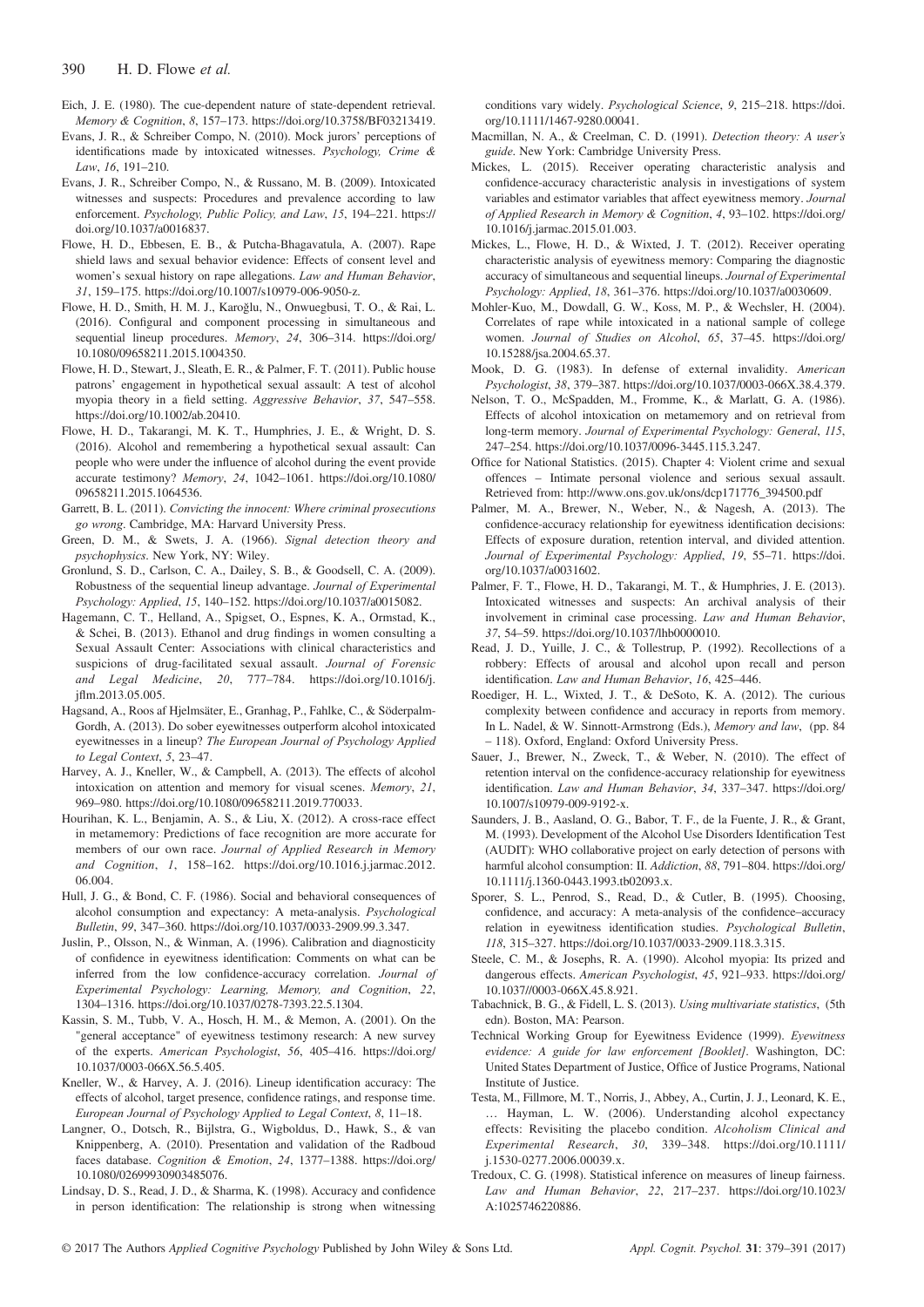Eich, J. E. (1980). The cue-dependent nature of state-dependent retrieval. *Memory & Cognition*, *8*, 157–173. https://doi.org/10.3758/BF03213419.

Evans, J. R., & Schreiber Compo, N. (2010). Mock jurors' perceptions of identifications made by intoxicated witnesses. *Psychology, Crime & Law*, *16*, 191–210.

Evans, J. R., Schreiber Compo, N., & Russano, M. B. (2009). Intoxicated witnesses and suspects: Procedures and prevalence according to law enforcement. *Psychology, Public Policy, and Law*, *15*, 194–221. https://doi.org/10.1037/a0016837.

Flowe, H. D., Ebbesen, E. B., & Putcha-Bhagavatula, A. (2007). Rape shield laws and sexual behavior evidence: Effects of consent level and women's sexual history on rape allegations. *Law and Human Behavior*, *31*, 159–175. https://doi.org/10.1007/s10979-006-9050-z.

Flowe, H. D., Smith, H. M. J., Karoğlu, N., Onwuegbusi, T. O., & Rai, L. (2016). Configural and component processing in simultaneous and sequential lineup procedures. *Memory*, *24*, 306–314. https://doi.org/10.1080/09658211.2015.1004350.

Flowe, H. D., Stewart, J., Sleath, E. R., & Palmer, F. T. (2011). Public house patrons' engagement in hypothetical sexual assault: A test of alcohol myopia theory in a field setting. *Aggressive Behavior*, *37*, 547–558. https://doi.org/10.1002/ab.20410.

Flowe, H. D., Takarangi, M. K. T., Humphries, J. E., & Wright, D. S. (2016). Alcohol and remembering a hypothetical sexual assault: Can people who were under the influence of alcohol during the event provide accurate testimony? *Memory*, *24*, 1042–1061. https://doi.org/10.1080/09658211.2015.1064536.

Garrett, B. L. (2011). *Convicting the innocent: Where criminal prosecutions go wrong*. Cambridge, MA: Harvard University Press.

Green, D. M., & Swets, J. A. (1966). *Signal detection theory and psychophysics*. New York, NY: Wiley.

Gronlund, S. D., Carlson, C. A., Dailey, S. B., & Goodsell, C. A. (2009). Robustness of the sequential lineup advantage. *Journal of Experimental Psychology: Applied*, *15*, 140–152. https://doi.org/10.1037/a0015082.

Hagemann, C. T., Helland, A., Spigset, O., Espnes, K. A., Ormstad, K., & Schei, B. (2013). Ethanol and drug findings in women consulting a Sexual Assault Center: Associations with clinical characteristics and suspicions of drug-facilitated sexual assault. *Journal of Forensic and Legal Medicine*, *20*, 777–784. https://doi.org/10.1016/j.jflm.2013.05.005.

Hagsand, A., Roos af Hjelmsäter, E., Granhag, P., Fahlke, C., & Söderpalm-Gordh, A. (2013). Do sober eyewitnesses outperform alcohol intoxicated eyewitnesses in a lineup? *The European Journal of Psychology Applied to Legal Context*, *5*, 23–47.

Harvey, A. J., Kneller, W., & Campbell, A. (2013). The effects of alcohol intoxication on attention and memory for visual scenes. *Memory*, *21*, 969–980. https://doi.org/10.1080/09658211.2019.770033.

Hourihan, K. L., Benjamin, A. S., & Liu, X. (2012). A cross-race effect in metamemory: Predictions of face recognition are more accurate for members of our own race. *Journal of Applied Research in Memory and Cognition*, *1*, 158–162. https://doi.org/10.1016.j.jarmac.2012.06.004.

Hull, J. G., & Bond, C. F. (1986). Social and behavioral consequences of alcohol consumption and expectancy: A meta-analysis. *Psychological Bulletin*, *99*, 347–360. https://doi.org/10.1037/0033-2909.99.3.347.

Juslin, P., Olsson, N., & Winman, A. (1996). Calibration and diagnosticity of confidence in eyewitness identification: Comments on what can be inferred from the low confidence-accuracy correlation. *Journal of Experimental Psychology: Learning, Memory, and Cognition*, *22*, 1304–1316. https://doi.org/10.1037/0278-7393.22.5.1304.

Kassin, S. M., Tubb, V. A., Hosch, H. M., & Memon, A. (2001). On the "general acceptance" of eyewitness testimony research: A new survey of the experts. *American Psychologist*, *56*, 405–416. https://doi.org/10.1037/0003-066X.56.5.405.

Kneller, W., & Harvey, A. J. (2016). Lineup identification accuracy: The effects of alcohol, target presence, confidence ratings, and response time. *European Journal of Psychology Applied to Legal Context*, *8*, 11–18.

Langner, O., Dotsch, R., Bijlstra, G., Wigboldus, D., Hawk, S., & van Knippenberg, A. (2010). Presentation and validation of the Radboud faces database. *Cognition & Emotion*, *24*, 1377–1388. https://doi.org/10.1080/02699930903485076.

Lindsay, D. S., Read, J. D., & Sharma, K. (1998). Accuracy and confidence in person identification: The relationship is strong when witnessing conditions vary widely. *Psychological Science*, *9*, 215–218. https://doi.org/10.1111/1467-9280.00041.

Macmillan, N. A., & Creelman, C. D. (1991). *Detection theory: A user's guide*. New York: Cambridge University Press.

Mickes, L. (2015). Receiver operating characteristic analysis and confidence-accuracy characteristic analysis in investigations of system variables and estimator variables that affect eyewitness memory. *Journal of Applied Research in Memory & Cognition*, *4*, 93–102. https://doi.org/10.1016/j.jarmac.2015.01.003.

Mickes, L., Flowe, H. D., & Wixted, J. T. (2012). Receiver operating characteristic analysis of eyewitness memory: Comparing the diagnostic accuracy of simultaneous and sequential lineups. *Journal of Experimental Psychology: Applied*, *18*, 361–376. https://doi.org/10.1037/a0030609.

Mohler-Kuo, M., Dowdall, G. W., Koss, M. P., & Wechsler, H. (2004). Correlates of rape while intoxicated in a national sample of college women. *Journal of Studies on Alcohol*, *65*, 37–45. https://doi.org/10.15288/jsa.2004.65.37.

Mook, D. G. (1983). In defense of external invalidity. *American Psychologist*, *38*, 379–387. https://doi.org/10.1037/0003-066X.38.4.379.

Nelson, T. O., McSpadden, M., Fromme, K., & Marlatt, G. A. (1986). Effects of alcohol intoxication on metamemory and on retrieval from long-term memory. *Journal of Experimental Psychology: General*, *115*, 247–254. https://doi.org/10.1037/0096-3445.115.3.247.

Office for National Statistics. (2015). Chapter 4: Violent crime and sexual offences – Intimate personal violence and serious sexual assault. Retrieved from: http://www.ons.gov.uk/ons/dcp171776_394500.pdf

Palmer, M. A., Brewer, N., Weber, N., & Nagesh, A. (2013). The confidence-accuracy relationship for eyewitness identification decisions: Effects of exposure duration, retention interval, and divided attention. *Journal of Experimental Psychology: Applied*, *19*, 55–71. https://doi.org/10.1037/a0031602.

Palmer, F. T., Flowe, H. D., Takarangi, M. T., & Humphries, J. E. (2013). Intoxicated witnesses and suspects: An archival analysis of their involvement in criminal case processing. *Law and Human Behavior*, *37*, 54–59. https://doi.org/10.1037/lhb0000010.

Read, J. D., Yuille, J. C., & Tollestrup, P. (1992). Recollections of a robbery: Effects of arousal and alcohol upon recall and person identification. *Law and Human Behavior*, *16*, 425–446.

Roediger, H. L., Wixted, J. T., & DeSoto, K. A. (2012). The curious complexity between confidence and accuracy in reports from memory. In L. Nadel, & W. Sinnott-Armstrong (Eds.), *Memory and law*, (pp. 84 – 118). Oxford, England: Oxford University Press.

Sauer, J., Brewer, N., Zweck, T., & Weber, N. (2010). The effect of retention interval on the confidence-accuracy relationship for eyewitness identification. *Law and Human Behavior*, *34*, 337–347. https://doi.org/10.1007/s10979-009-9192-x.

Saunders, J. B., Aasland, O. G., Babor, T. F., de la Fuente, J. R., & Grant, M. (1993). Development of the Alcohol Use Disorders Identification Test (AUDIT): WHO collaborative project on early detection of persons with harmful alcohol consumption: II. *Addiction*, *88*, 791–804. https://doi.org/10.1111/j.1360-0443.1993.tb02093.x.

Sporer, S. L., Penrod, S., Read, D., & Cutler, B. (1995). Choosing, confidence, and accuracy: A meta-analysis of the confidence–accuracy relation in eyewitness identification studies. *Psychological Bulletin*, *118*, 315–327. https://doi.org/10.1037/0033-2909.118.3.315.

Steele, C. M., & Josephs, R. A. (1990). Alcohol myopia: Its prized and dangerous effects. *American Psychologist*, *45*, 921–933. https://doi.org/10.1037//0003-066X.45.8.921.

Tabachnick, B. G., & Fidell, L. S. (2013). *Using multivariate statistics*, (5th edn). Boston, MA: Pearson.

Technical Working Group for Eyewitness Evidence (1999). *Eyewitness evidence: A guide for law enforcement [Booklet]*. Washington, DC: United States Department of Justice, Office of Justice Programs, National Institute of Justice.

Testa, M., Fillmore, M. T., Norris, J., Abbey, A., Curtin, J. J., Leonard, K. E., … Hayman, L. W. (2006). Understanding alcohol expectancy effects: Revisiting the placebo condition. *Alcoholism Clinical and Experimental Research*, *30*, 339–348. https://doi.org/10.1111/j.1530-0277.2006.00039.x.

Tredoux, C. G. (1998). Statistical inference on measures of lineup fairness. *Law and Human Behavior*, *22*, 217–237. https://doi.org/10.1023/A:1025746220886.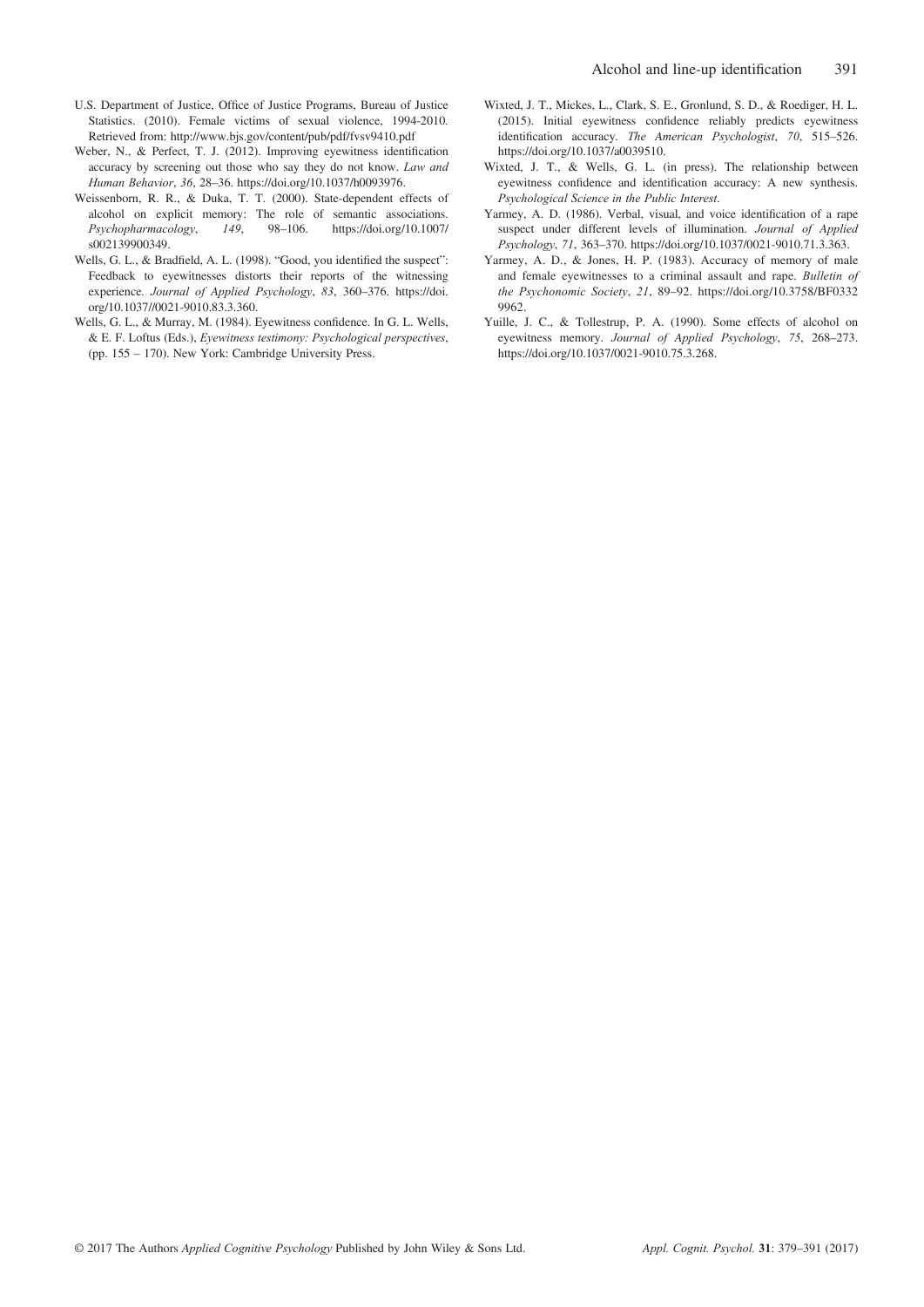U.S. Department of Justice, Office of Justice Programs, Bureau of Justice Statistics. (2010). Female victims of sexual violence, 1994-2010. Retrieved from: http://www.bjs.gov/content/pub/pdf/fvsv9410.pdf

Weber, N., & Perfect, T. J. (2012). Improving eyewitness identification accuracy by screening out those who say they do not know. *Law and Human Behavior*, *36*, 28–36. https://doi.org/10.1037/h0093976.

Weissenborn, R. R., & Duka, T. T. (2000). State-dependent effects of alcohol on explicit memory: The role of semantic associations. *Psychopharmacology*, *149*, 98–106. https://doi.org/10.1007/s002139900349.

Wells, G. L., & Bradfield, A. L. (1998). "Good, you identified the suspect": Feedback to eyewitnesses distorts their reports of the witnessing experience. *Journal of Applied Psychology*, *83*, 360–376. https://doi.org/10.1037//0021-9010.83.3.360.

Wells, G. L., & Murray, M. (1984). Eyewitness confidence. In G. L. Wells, & E. F. Loftus (Eds.), *Eyewitness testimony: Psychological perspectives*, (pp. 155 – 170). New York: Cambridge University Press.

Wixted, J. T., Mickes, L., Clark, S. E., Gronlund, S. D., & Roediger, H. L. (2015). Initial eyewitness confidence reliably predicts eyewitness identification accuracy. *The American Psychologist*, *70*, 515–526. https://doi.org/10.1037/a0039510.

Wixted, J. T., & Wells, G. L. (in press). The relationship between eyewitness confidence and identification accuracy: A new synthesis. *Psychological Science in the Public Interest*.

Yarmey, A. D. (1986). Verbal, visual, and voice identification of a rape suspect under different levels of illumination. *Journal of Applied Psychology*, *71*, 363–370. https://doi.org/10.1037/0021-9010.71.3.363.

Yarmey, A. D., & Jones, H. P. (1983). Accuracy of memory of male and female eyewitnesses to a criminal assault and rape. *Bulletin of the Psychonomic Society*, *21*, 89–92. https://doi.org/10.3758/BF03329962.

Yuille, J. C., & Tollestrup, P. A. (1990). Some effects of alcohol on eyewitness memory. *Journal of Applied Psychology*, *75*, 268–273. https://doi.org/10.1037/0021-9010.75.3.268.